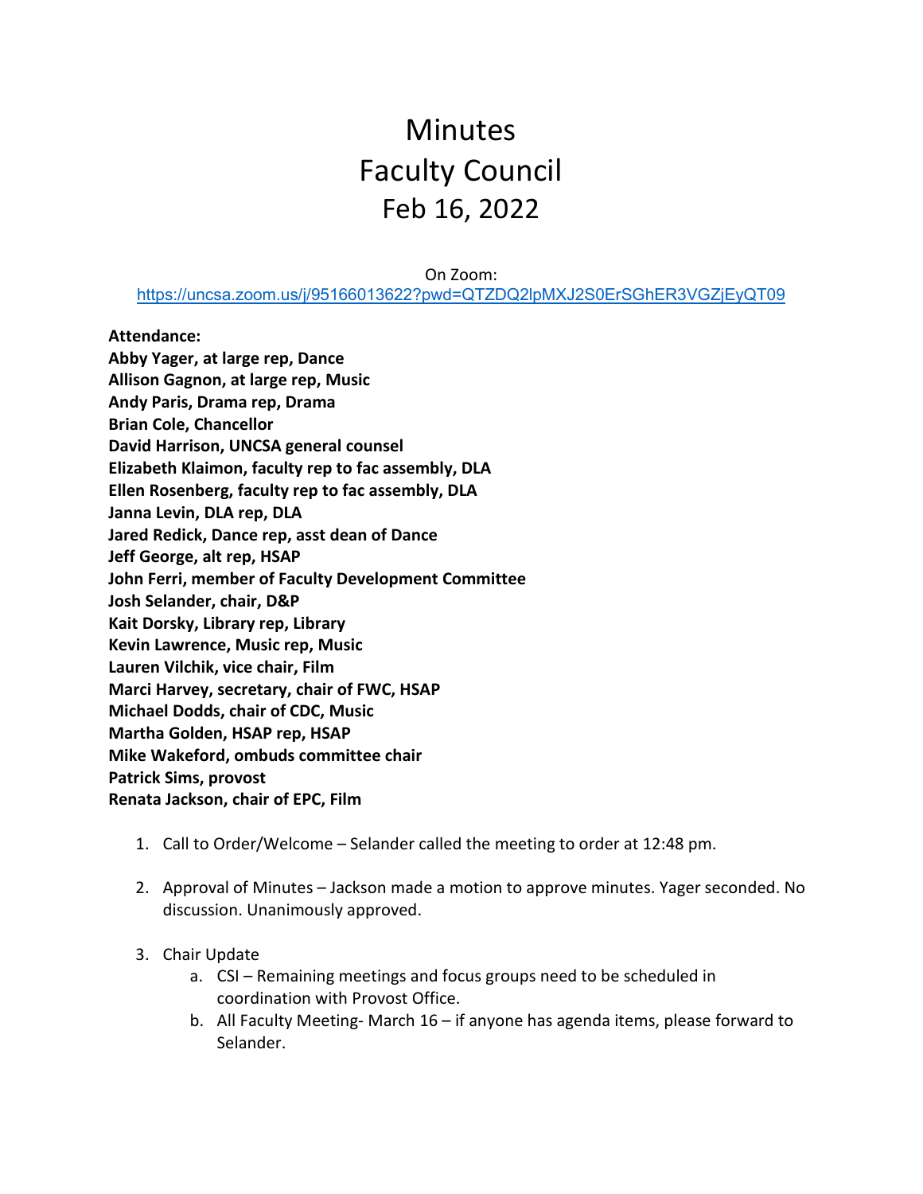# Minutes
# Faculty Council
# Feb 16, 2022

On Zoom:
https://uncsa.zoom.us/j/95166013622?pwd=QTZDQ2lpMXJ2S0ErSGhER3VGZjEyQT09

**Attendance:**
**Abby Yager, at large rep, Dance**
**Allison Gagnon, at large rep, Music**
**Andy Paris, Drama rep, Drama**
**Brian Cole, Chancellor**
**David Harrison, UNCSA general counsel**
**Elizabeth Klaimon, faculty rep to fac assembly, DLA**
**Ellen Rosenberg, faculty rep to fac assembly, DLA**
**Janna Levin, DLA rep, DLA**
**Jared Redick, Dance rep, asst dean of Dance**
**Jeff George, alt rep, HSAP**
**John Ferri, member of Faculty Development Committee**
**Josh Selander, chair, D&P**
**Kait Dorsky, Library rep, Library**
**Kevin Lawrence, Music rep, Music**
**Lauren Vilchik, vice chair, Film**
**Marci Harvey, secretary, chair of FWC, HSAP**
**Michael Dodds, chair of CDC, Music**
**Martha Golden, HSAP rep, HSAP**
**Mike Wakeford, ombuds committee chair**
**Patrick Sims, provost**
**Renata Jackson, chair of EPC, Film**

1. Call to Order/Welcome – Selander called the meeting to order at 12:48 pm.

2. Approval of Minutes – Jackson made a motion to approve minutes. Yager seconded. No discussion. Unanimously approved.

3. Chair Update
   a. CSI – Remaining meetings and focus groups need to be scheduled in coordination with Provost Office.
   b. All Faculty Meeting- March 16 – if anyone has agenda items, please forward to Selander.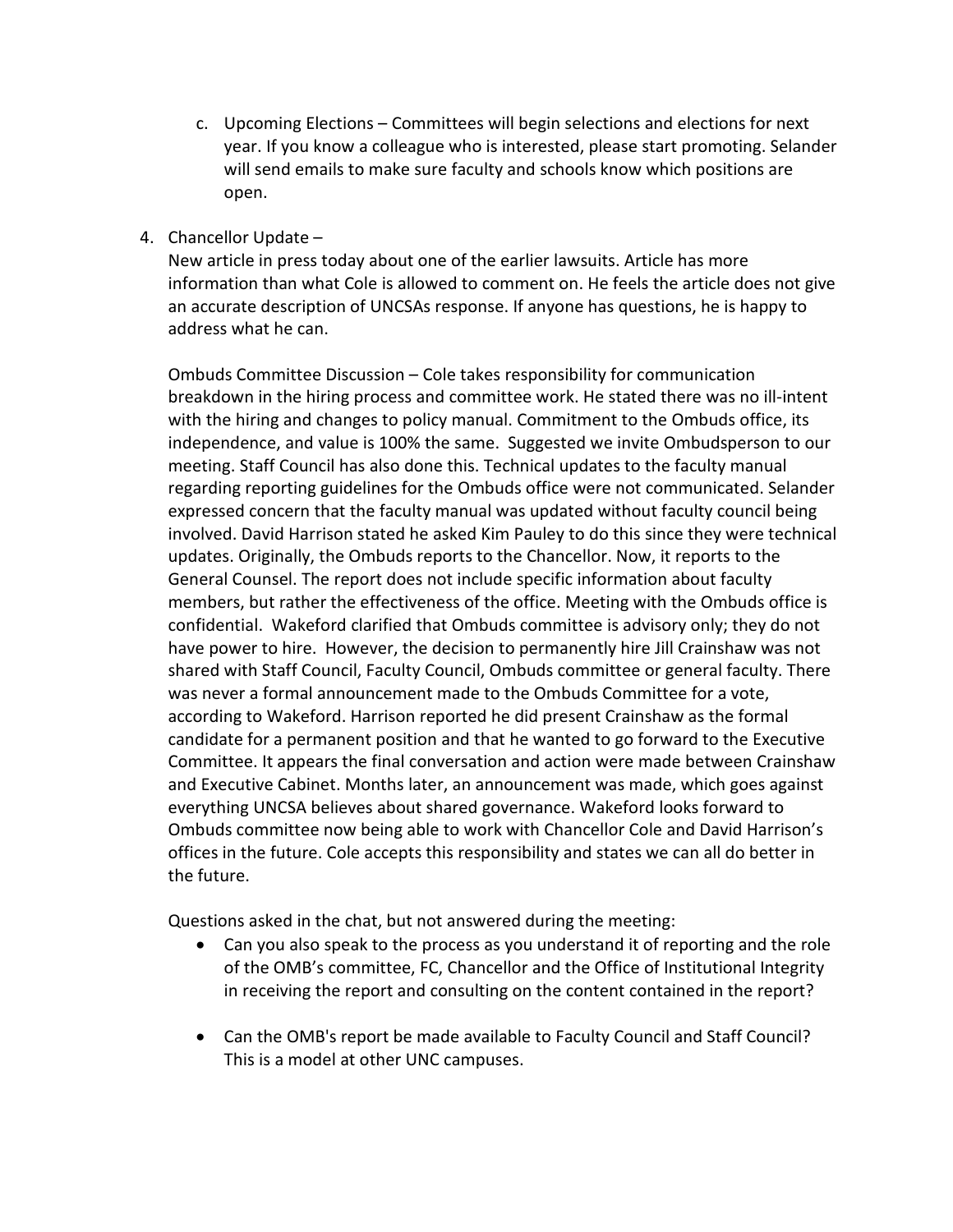c. Upcoming Elections – Committees will begin selections and elections for next year. If you know a colleague who is interested, please start promoting. Selander will send emails to make sure faculty and schools know which positions are open.

4. Chancellor Update –

   New article in press today about one of the earlier lawsuits. Article has more information than what Cole is allowed to comment on. He feels the article does not give an accurate description of UNCSAs response. If anyone has questions, he is happy to address what he can.

   Ombuds Committee Discussion – Cole takes responsibility for communication breakdown in the hiring process and committee work. He stated there was no ill-intent with the hiring and changes to policy manual. Commitment to the Ombuds office, its independence, and value is 100% the same. Suggested we invite Ombudsperson to our meeting. Staff Council has also done this. Technical updates to the faculty manual regarding reporting guidelines for the Ombuds office were not communicated. Selander expressed concern that the faculty manual was updated without faculty council being involved. David Harrison stated he asked Kim Pauley to do this since they were technical updates. Originally, the Ombuds reports to the Chancellor. Now, it reports to the General Counsel. The report does not include specific information about faculty members, but rather the effectiveness of the office. Meeting with the Ombuds office is confidential. Wakeford clarified that Ombuds committee is advisory only; they do not have power to hire. However, the decision to permanently hire Jill Crainshaw was not shared with Staff Council, Faculty Council, Ombuds committee or general faculty. There was never a formal announcement made to the Ombuds Committee for a vote, according to Wakeford. Harrison reported he did present Crainshaw as the formal candidate for a permanent position and that he wanted to go forward to the Executive Committee. It appears the final conversation and action were made between Crainshaw and Executive Cabinet. Months later, an announcement was made, which goes against everything UNCSA believes about shared governance. Wakeford looks forward to Ombuds committee now being able to work with Chancellor Cole and David Harrison's offices in the future. Cole accepts this responsibility and states we can all do better in the future.

   Questions asked in the chat, but not answered during the meeting:

   - Can you also speak to the process as you understand it of reporting and the role of the OMB's committee, FC, Chancellor and the Office of Institutional Integrity in receiving the report and consulting on the content contained in the report?

   - Can the OMB's report be made available to Faculty Council and Staff Council? This is a model at other UNC campuses.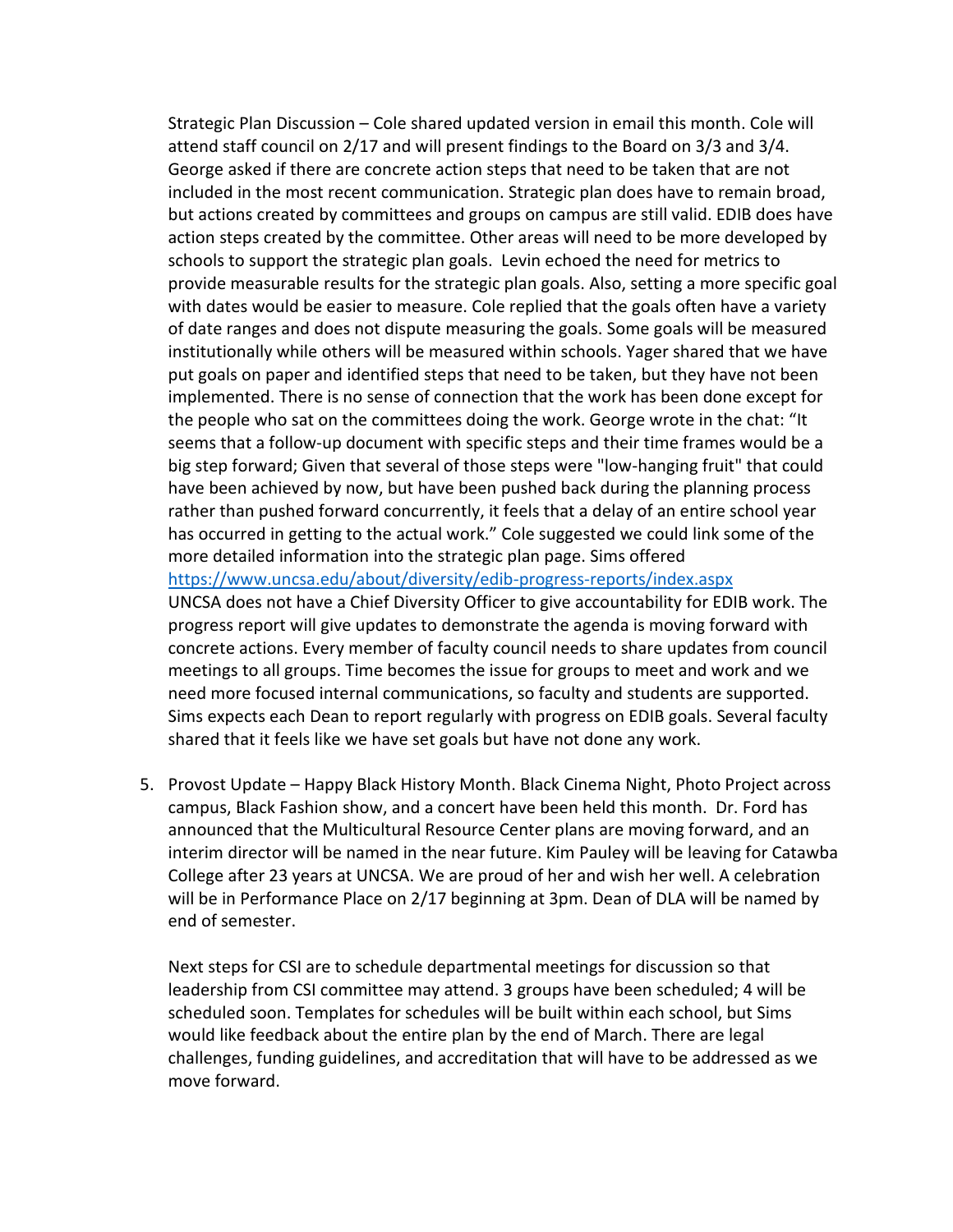Strategic Plan Discussion – Cole shared updated version in email this month. Cole will attend staff council on 2/17 and will present findings to the Board on 3/3 and 3/4. George asked if there are concrete action steps that need to be taken that are not included in the most recent communication. Strategic plan does have to remain broad, but actions created by committees and groups on campus are still valid. EDIB does have action steps created by the committee. Other areas will need to be more developed by schools to support the strategic plan goals. Levin echoed the need for metrics to provide measurable results for the strategic plan goals. Also, setting a more specific goal with dates would be easier to measure. Cole replied that the goals often have a variety of date ranges and does not dispute measuring the goals. Some goals will be measured institutionally while others will be measured within schools. Yager shared that we have put goals on paper and identified steps that need to be taken, but they have not been implemented. There is no sense of connection that the work has been done except for the people who sat on the committees doing the work. George wrote in the chat: "It seems that a follow-up document with specific steps and their time frames would be a big step forward; Given that several of those steps were "low-hanging fruit" that could have been achieved by now, but have been pushed back during the planning process rather than pushed forward concurrently, it feels that a delay of an entire school year has occurred in getting to the actual work." Cole suggested we could link some of the more detailed information into the strategic plan page. Sims offered https://www.uncsa.edu/about/diversity/edib-progress-reports/index.aspx
UNCSA does not have a Chief Diversity Officer to give accountability for EDIB work. The progress report will give updates to demonstrate the agenda is moving forward with concrete actions. Every member of faculty council needs to share updates from council meetings to all groups. Time becomes the issue for groups to meet and work and we need more focused internal communications, so faculty and students are supported. Sims expects each Dean to report regularly with progress on EDIB goals. Several faculty shared that it feels like we have set goals but have not done any work.

5. Provost Update – Happy Black History Month. Black Cinema Night, Photo Project across campus, Black Fashion show, and a concert have been held this month. Dr. Ford has announced that the Multicultural Resource Center plans are moving forward, and an interim director will be named in the near future. Kim Pauley will be leaving for Catawba College after 23 years at UNCSA. We are proud of her and wish her well. A celebration will be in Performance Place on 2/17 beginning at 3pm. Dean of DLA will be named by end of semester.

   Next steps for CSI are to schedule departmental meetings for discussion so that leadership from CSI committee may attend. 3 groups have been scheduled; 4 will be scheduled soon. Templates for schedules will be built within each school, but Sims would like feedback about the entire plan by the end of March. There are legal challenges, funding guidelines, and accreditation that will have to be addressed as we move forward.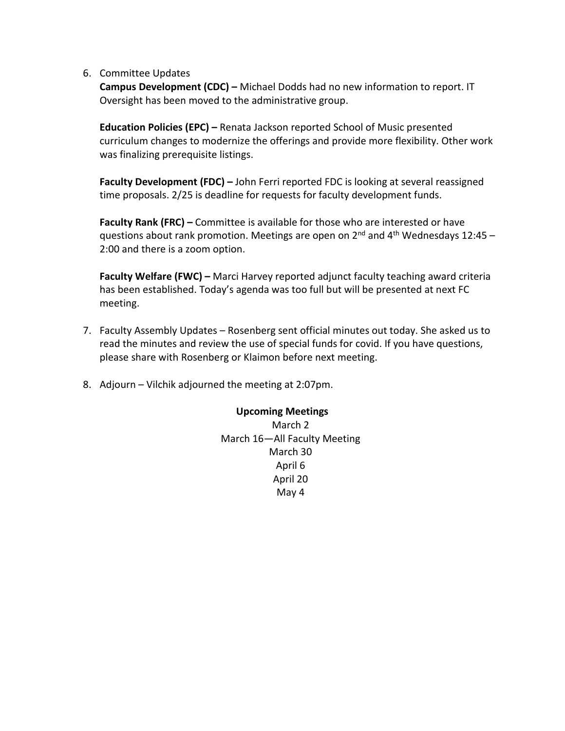6. Committee Updates

   **Campus Development (CDC) –** Michael Dodds had no new information to report. IT Oversight has been moved to the administrative group.

   **Education Policies (EPC) –** Renata Jackson reported School of Music presented curriculum changes to modernize the offerings and provide more flexibility. Other work was finalizing prerequisite listings.

   **Faculty Development (FDC) –** John Ferri reported FDC is looking at several reassigned time proposals. 2/25 is deadline for requests for faculty development funds.

   **Faculty Rank (FRC) –** Committee is available for those who are interested or have questions about rank promotion. Meetings are open on 2nd and 4th Wednesdays 12:45 – 2:00 and there is a zoom option.

   **Faculty Welfare (FWC) –** Marci Harvey reported adjunct faculty teaching award criteria has been established. Today's agenda was too full but will be presented at next FC meeting.

7. Faculty Assembly Updates – Rosenberg sent official minutes out today. She asked us to read the minutes and review the use of special funds for covid. If you have questions, please share with Rosenberg or Klaimon before next meeting.

8. Adjourn – Vilchik adjourned the meeting at 2:07pm.

**Upcoming Meetings**

March 2

March 16—All Faculty Meeting

March 30

April 6

April 20

May 4